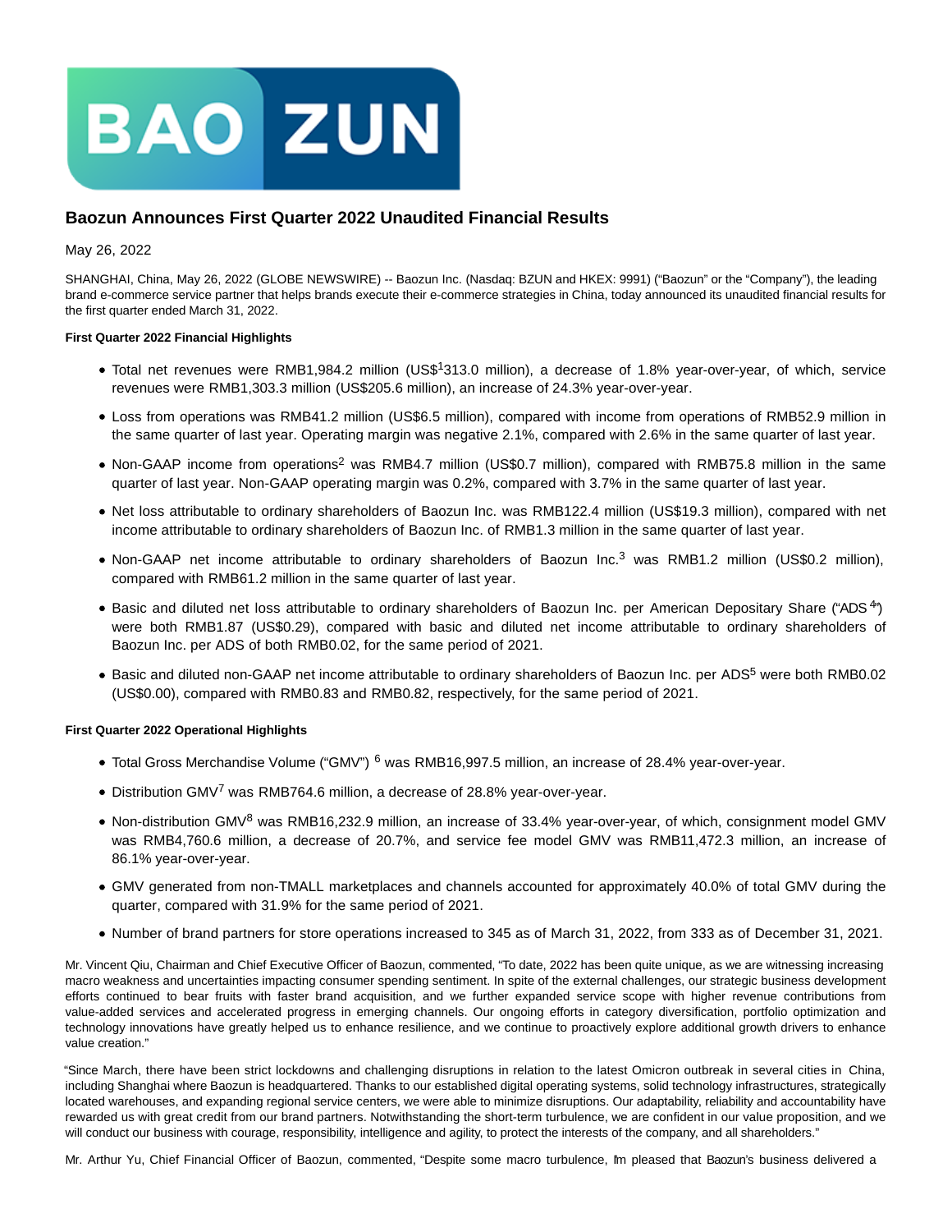# Baozun Announces First Quarter 2022 Unaudited Financial Results

May 26, 2022

SHANGHAI, China, May 26, 2022 (GLOBE NEWSWIRE) -- Baozun Inc. (Nasdaq: BZUN and HKEX: 9991) ("Baozun" or the "Company"), the leading brand e-commerce service partner that helps brands execute their e-commerce strategies in China, today announced its unaudited financial results for the first quarter ended March 31, 2022.

**First Quarter 2022 Financial Highlights**

- Total net revenues were RMB1,984.2 million (US$[1]313.0 million), a decrease of 1.8% year-over-year, of which, service revenues were RMB1,303.3 million (US$205.6 million), an increase of 24.3% year-over-year.
- Loss from operations was RMB41.2 million (US$6.5 million), compared with income from operations of RMB52.9 million in the same quarter of last year. Operating margin was negative 2.1%, compared with 2.6% in the same quarter of last year.
- Non-GAAP income from operations[2] was RMB4.7 million (US$0.7 million), compared with RMB75.8 million in the same quarter of last year. Non-GAAP operating margin was 0.2%, compared with 3.7% in the same quarter of last year.
- Net loss attributable to ordinary shareholders of Baozun Inc. was RMB122.4 million (US$19.3 million), compared with net income attributable to ordinary shareholders of Baozun Inc. of RMB1.3 million in the same quarter of last year.
- Non-GAAP net income attributable to ordinary shareholders of Baozun Inc.[3] was RMB1.2 million (US$0.2 million), compared with RMB61.2 million in the same quarter of last year.
- Basic and diluted net loss attributable to ordinary shareholders of Baozun Inc. per American Depositary Share ("ADS [4]") were both RMB1.87 (US$0.29), compared with basic and diluted net income attributable to ordinary shareholders of Baozun Inc. per ADS of both RMB0.02, for the same period of 2021.
- Basic and diluted non-GAAP net income attributable to ordinary shareholders of Baozun Inc. per ADS[5] were both RMB0.02 (US$0.00), compared with RMB0.83 and RMB0.82, respectively, for the same period of 2021.

**First Quarter 2022 Operational Highlights**

- Total Gross Merchandise Volume ("GMV") [6] was RMB16,997.5 million, an increase of 28.4% year-over-year.
- Distribution GMV[7] was RMB764.6 million, a decrease of 28.8% year-over-year.
- Non-distribution GMV[8] was RMB16,232.9 million, an increase of 33.4% year-over-year, of which, consignment model GMV was RMB4,760.6 million, a decrease of 20.7%, and service fee model GMV was RMB11,472.3 million, an increase of 86.1% year-over-year.
- GMV generated from non-TMALL marketplaces and channels accounted for approximately 40.0% of total GMV during the quarter, compared with 31.9% for the same period of 2021.
- Number of brand partners for store operations increased to 345 as of March 31, 2022, from 333 as of December 31, 2021.

Mr. Vincent Qiu, Chairman and Chief Executive Officer of Baozun, commented, "To date, 2022 has been quite unique, as we are witnessing increasing macro weakness and uncertainties impacting consumer spending sentiment. In spite of the external challenges, our strategic business development efforts continued to bear fruits with faster brand acquisition, and we further expanded service scope with higher revenue contributions from value-added services and accelerated progress in emerging channels. Our ongoing efforts in category diversification, portfolio optimization and technology innovations have greatly helped us to enhance resilience, and we continue to proactively explore additional growth drivers to enhance value creation."

"Since March, there have been strict lockdowns and challenging disruptions in relation to the latest Omicron outbreak in several cities in China, including Shanghai where Baozun is headquartered. Thanks to our established digital operating systems, solid technology infrastructures, strategically located warehouses, and expanding regional service centers, we were able to minimize disruptions. Our adaptability, reliability and accountability have rewarded us with great credit from our brand partners. Notwithstanding the short-term turbulence, we are confident in our value proposition, and we will conduct our business with courage, responsibility, intelligence and agility, to protect the interests of the company, and all shareholders."

Mr. Arthur Yu, Chief Financial Officer of Baozun, commented, "Despite some macro turbulence, I'm pleased that Baozun's business delivered a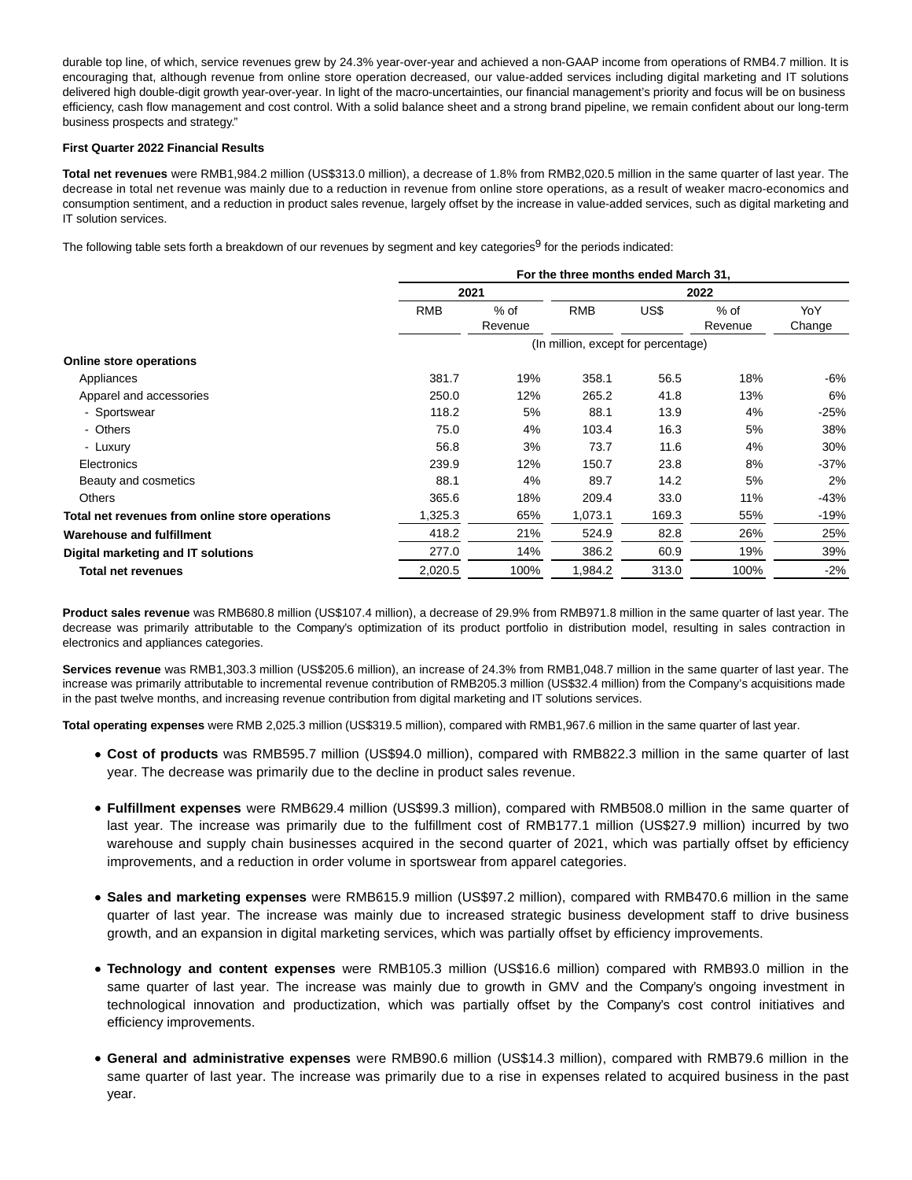durable top line, of which, service revenues grew by 24.3% year-over-year and achieved a non-GAAP income from operations of RMB4.7 million. It is encouraging that, although revenue from online store operation decreased, our value-added services including digital marketing and IT solutions delivered high double-digit growth year-over-year. In light of the macro-uncertainties, our financial management's priority and focus will be on business efficiency, cash flow management and cost control. With a solid balance sheet and a strong brand pipeline, we remain confident about our long-term business prospects and strategy."

**First Quarter 2022 Financial Results**

**Total net revenues** were RMB1,984.2 million (US$313.0 million), a decrease of 1.8% from RMB2,020.5 million in the same quarter of last year. The decrease in total net revenue was mainly due to a reduction in revenue from online store operations, as a result of weaker macro-economics and consumption sentiment, and a reduction in product sales revenue, largely offset by the increase in value-added services, such as digital marketing and IT solution services.

The following table sets forth a breakdown of our revenues by segment and key categories[9] for the periods indicated:

| | For the three months ended March 31, | | | | | |
|---|---|---|---|---|---|---|
| | 2021 | | 2022 | | | |
| | RMB | % of Revenue | RMB | US$ | % of Revenue | YoY Change |
| | (In million, except for percentage) | | | | | |
| **Online store operations** | | | | | | |
| Appliances | 381.7 | 19% | 358.1 | 56.5 | 18% | -6% |
| Apparel and accessories | 250.0 | 12% | 265.2 | 41.8 | 13% | 6% |
| - Sportswear | 118.2 | 5% | 88.1 | 13.9 | 4% | -25% |
| - Others | 75.0 | 4% | 103.4 | 16.3 | 5% | 38% |
| - Luxury | 56.8 | 3% | 73.7 | 11.6 | 4% | 30% |
| Electronics | 239.9 | 12% | 150.7 | 23.8 | 8% | -37% |
| Beauty and cosmetics | 88.1 | 4% | 89.7 | 14.2 | 5% | 2% |
| Others | 365.6 | 18% | 209.4 | 33.0 | 11% | -43% |
| **Total net revenues from online store operations** | 1,325.3 | 65% | 1,073.1 | 169.3 | 55% | -19% |
| **Warehouse and fulfillment** | 418.2 | 21% | 524.9 | 82.8 | 26% | 25% |
| **Digital marketing and IT solutions** | 277.0 | 14% | 386.2 | 60.9 | 19% | 39% |
| **Total net revenues** | 2,020.5 | 100% | 1,984.2 | 313.0 | 100% | -2% |

**Product sales revenue** was RMB680.8 million (US$107.4 million), a decrease of 29.9% from RMB971.8 million in the same quarter of last year. The decrease was primarily attributable to the Company's optimization of its product portfolio in distribution model, resulting in sales contraction in electronics and appliances categories.

**Services revenue** was RMB1,303.3 million (US$205.6 million), an increase of 24.3% from RMB1,048.7 million in the same quarter of last year. The increase was primarily attributable to incremental revenue contribution of RMB205.3 million (US$32.4 million) from the Company's acquisitions made in the past twelve months, and increasing revenue contribution from digital marketing and IT solutions services.

**Total operating expenses** were RMB 2,025.3 million (US$319.5 million), compared with RMB1,967.6 million in the same quarter of last year.

- **Cost of products** was RMB595.7 million (US$94.0 million), compared with RMB822.3 million in the same quarter of last year. The decrease was primarily due to the decline in product sales revenue.

- **Fulfillment expenses** were RMB629.4 million (US$99.3 million), compared with RMB508.0 million in the same quarter of last year. The increase was primarily due to the fulfillment cost of RMB177.1 million (US$27.9 million) incurred by two warehouse and supply chain businesses acquired in the second quarter of 2021, which was partially offset by efficiency improvements, and a reduction in order volume in sportswear from apparel categories.

- **Sales and marketing expenses** were RMB615.9 million (US$97.2 million), compared with RMB470.6 million in the same quarter of last year. The increase was mainly due to increased strategic business development staff to drive business growth, and an expansion in digital marketing services, which was partially offset by efficiency improvements.

- **Technology and content expenses** were RMB105.3 million (US$16.6 million) compared with RMB93.0 million in the same quarter of last year. The increase was mainly due to growth in GMV and the Company's ongoing investment in technological innovation and productization, which was partially offset by the Company's cost control initiatives and efficiency improvements.

- **General and administrative expenses** were RMB90.6 million (US$14.3 million), compared with RMB79.6 million in the same quarter of last year. The increase was primarily due to a rise in expenses related to acquired business in the past year.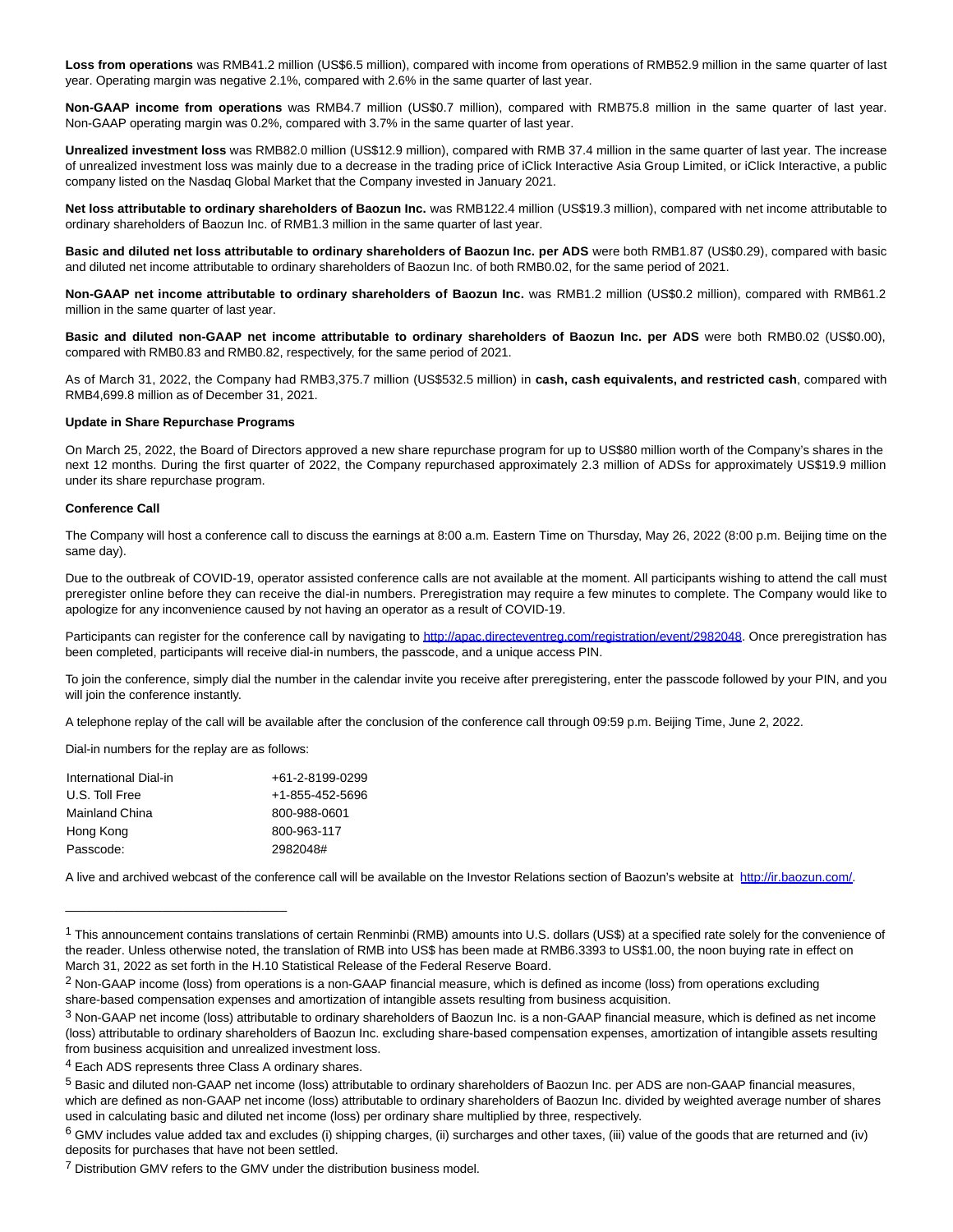**Loss from operations** was RMB41.2 million (US$6.5 million), compared with income from operations of RMB52.9 million in the same quarter of last year. Operating margin was negative 2.1%, compared with 2.6% in the same quarter of last year.

**Non-GAAP income from operations** was RMB4.7 million (US$0.7 million), compared with RMB75.8 million in the same quarter of last year. Non-GAAP operating margin was 0.2%, compared with 3.7% in the same quarter of last year.

**Unrealized investment loss** was RMB82.0 million (US$12.9 million), compared with RMB 37.4 million in the same quarter of last year. The increase of unrealized investment loss was mainly due to a decrease in the trading price of iClick Interactive Asia Group Limited, or iClick Interactive, a public company listed on the Nasdaq Global Market that the Company invested in January 2021.

**Net loss attributable to ordinary shareholders of Baozun Inc.** was RMB122.4 million (US$19.3 million), compared with net income attributable to ordinary shareholders of Baozun Inc. of RMB1.3 million in the same quarter of last year.

**Basic and diluted net loss attributable to ordinary shareholders of Baozun Inc. per ADS** were both RMB1.87 (US$0.29), compared with basic and diluted net income attributable to ordinary shareholders of Baozun Inc. of both RMB0.02, for the same period of 2021.

**Non-GAAP net income attributable to ordinary shareholders of Baozun Inc.** was RMB1.2 million (US$0.2 million), compared with RMB61.2 million in the same quarter of last year.

**Basic and diluted non-GAAP net income attributable to ordinary shareholders of Baozun Inc. per ADS** were both RMB0.02 (US$0.00), compared with RMB0.83 and RMB0.82, respectively, for the same period of 2021.

As of March 31, 2022, the Company had RMB3,375.7 million (US$532.5 million) in **cash, cash equivalents, and restricted cash**, compared with RMB4,699.8 million as of December 31, 2021.

**Update in Share Repurchase Programs**

On March 25, 2022, the Board of Directors approved a new share repurchase program for up to US$80 million worth of the Company's shares in the next 12 months. During the first quarter of 2022, the Company repurchased approximately 2.3 million of ADSs for approximately US$19.9 million under its share repurchase program.

**Conference Call**

The Company will host a conference call to discuss the earnings at 8:00 a.m. Eastern Time on Thursday, May 26, 2022 (8:00 p.m. Beijing time on the same day).

Due to the outbreak of COVID-19, operator assisted conference calls are not available at the moment. All participants wishing to attend the call must preregister online before they can receive the dial-in numbers. Preregistration may require a few minutes to complete. The Company would like to apologize for any inconvenience caused by not having an operator as a result of COVID-19.

Participants can register for the conference call by navigating to http://apac.directeventreg.com/registration/event/2982048. Once preregistration has been completed, participants will receive dial-in numbers, the passcode, and a unique access PIN.

To join the conference, simply dial the number in the calendar invite you receive after preregistering, enter the passcode followed by your PIN, and you will join the conference instantly.

A telephone replay of the call will be available after the conclusion of the conference call through 09:59 p.m. Beijing Time, June 2, 2022.

Dial-in numbers for the replay are as follows:

| | |
|---|---|
| International Dial-in | +61-2-8199-0299 |
| U.S. Toll Free | +1-855-452-5696 |
| Mainland China | 800-988-0601 |
| Hong Kong | 800-963-117 |
| Passcode: | 2982048# |

A live and archived webcast of the conference call will be available on the Investor Relations section of Baozun's website at http://ir.baozun.com/.

---

[1] This announcement contains translations of certain Renminbi (RMB) amounts into U.S. dollars (US$) at a specified rate solely for the convenience of the reader. Unless otherwise noted, the translation of RMB into US$ has been made at RMB6.3393 to US$1.00, the noon buying rate in effect on March 31, 2022 as set forth in the H.10 Statistical Release of the Federal Reserve Board.

[2] Non-GAAP income (loss) from operations is a non-GAAP financial measure, which is defined as income (loss) from operations excluding share-based compensation expenses and amortization of intangible assets resulting from business acquisition.

[3] Non-GAAP net income (loss) attributable to ordinary shareholders of Baozun Inc. is a non-GAAP financial measure, which is defined as net income (loss) attributable to ordinary shareholders of Baozun Inc. excluding share-based compensation expenses, amortization of intangible assets resulting from business acquisition and unrealized investment loss.

[4] Each ADS represents three Class A ordinary shares.

[5] Basic and diluted non-GAAP net income (loss) attributable to ordinary shareholders of Baozun Inc. per ADS are non-GAAP financial measures, which are defined as non-GAAP net income (loss) attributable to ordinary shareholders of Baozun Inc. divided by weighted average number of shares used in calculating basic and diluted net income (loss) per ordinary share multiplied by three, respectively.

[6] GMV includes value added tax and excludes (i) shipping charges, (ii) surcharges and other taxes, (iii) value of the goods that are returned and (iv) deposits for purchases that have not been settled.

[7] Distribution GMV refers to the GMV under the distribution business model.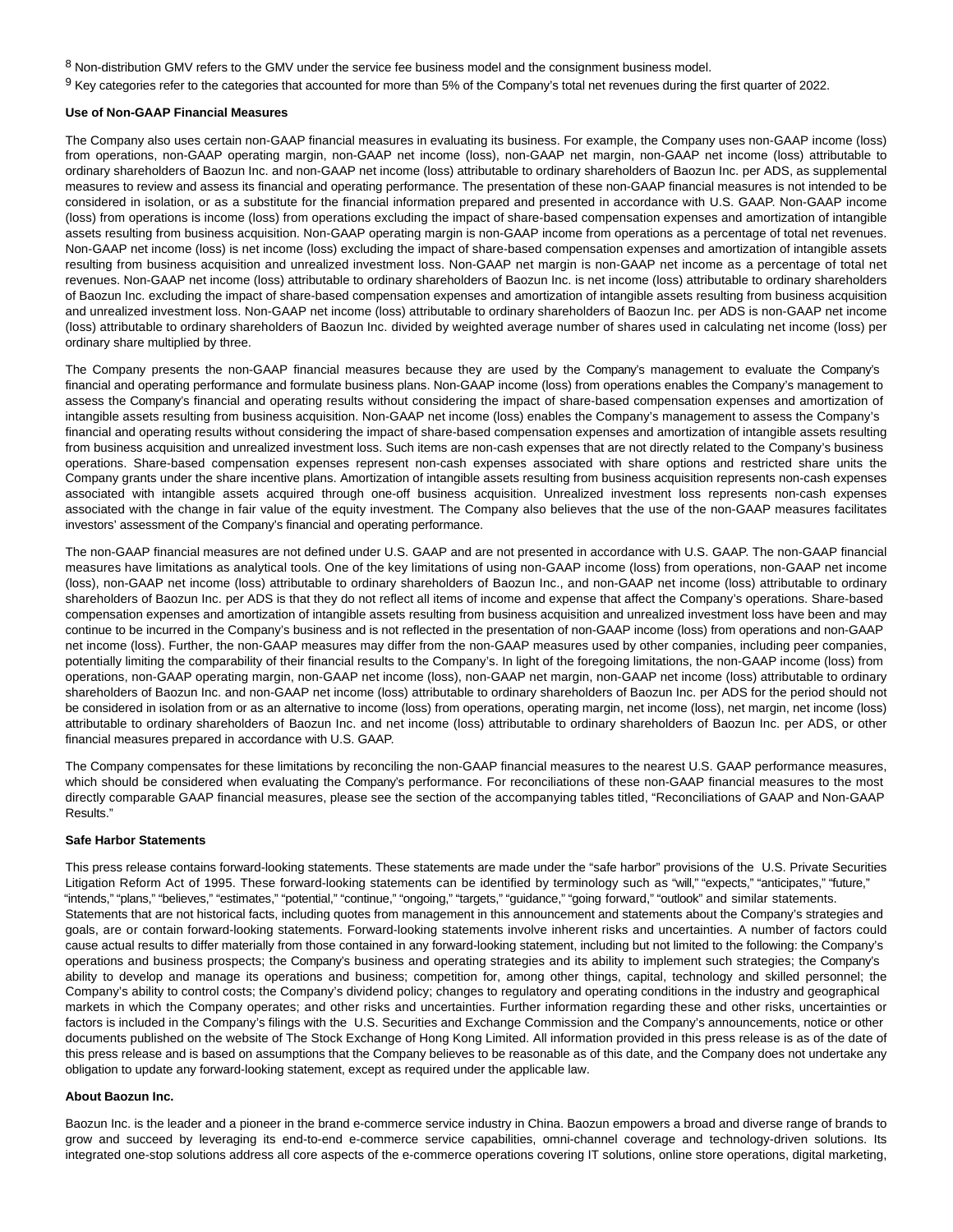[8] Non-distribution GMV refers to the GMV under the service fee business model and the consignment business model.

[9] Key categories refer to the categories that accounted for more than 5% of the Company's total net revenues during the first quarter of 2022.

**Use of Non-GAAP Financial Measures**

The Company also uses certain non-GAAP financial measures in evaluating its business. For example, the Company uses non-GAAP income (loss) from operations, non-GAAP operating margin, non-GAAP net income (loss), non-GAAP net margin, non-GAAP net income (loss) attributable to ordinary shareholders of Baozun Inc. and non-GAAP net income (loss) attributable to ordinary shareholders of Baozun Inc. per ADS, as supplemental measures to review and assess its financial and operating performance. The presentation of these non-GAAP financial measures is not intended to be considered in isolation, or as a substitute for the financial information prepared and presented in accordance with U.S. GAAP. Non-GAAP income (loss) from operations is income (loss) from operations excluding the impact of share-based compensation expenses and amortization of intangible assets resulting from business acquisition. Non-GAAP operating margin is non-GAAP income from operations as a percentage of total net revenues. Non-GAAP net income (loss) is net income (loss) excluding the impact of share-based compensation expenses and amortization of intangible assets resulting from business acquisition and unrealized investment loss. Non-GAAP net margin is non-GAAP net income as a percentage of total net revenues. Non-GAAP net income (loss) attributable to ordinary shareholders of Baozun Inc. is net income (loss) attributable to ordinary shareholders of Baozun Inc. excluding the impact of share-based compensation expenses and amortization of intangible assets resulting from business acquisition and unrealized investment loss. Non-GAAP net income (loss) attributable to ordinary shareholders of Baozun Inc. per ADS is non-GAAP net income (loss) attributable to ordinary shareholders of Baozun Inc. divided by weighted average number of shares used in calculating net income (loss) per ordinary share multiplied by three.

The Company presents the non-GAAP financial measures because they are used by the Company's management to evaluate the Company's financial and operating performance and formulate business plans. Non-GAAP income (loss) from operations enables the Company's management to assess the Company's financial and operating results without considering the impact of share-based compensation expenses and amortization of intangible assets resulting from business acquisition. Non-GAAP net income (loss) enables the Company's management to assess the Company's financial and operating results without considering the impact of share-based compensation expenses and amortization of intangible assets resulting from business acquisition and unrealized investment loss. Such items are non-cash expenses that are not directly related to the Company's business operations. Share-based compensation expenses represent non-cash expenses associated with share options and restricted share units the Company grants under the share incentive plans. Amortization of intangible assets resulting from business acquisition represents non-cash expenses associated with intangible assets acquired through one-off business acquisition. Unrealized investment loss represents non-cash expenses associated with the change in fair value of the equity investment. The Company also believes that the use of the non-GAAP measures facilitates investors' assessment of the Company's financial and operating performance.

The non-GAAP financial measures are not defined under U.S. GAAP and are not presented in accordance with U.S. GAAP. The non-GAAP financial measures have limitations as analytical tools. One of the key limitations of using non-GAAP income (loss) from operations, non-GAAP net income (loss), non-GAAP net income (loss) attributable to ordinary shareholders of Baozun Inc., and non-GAAP net income (loss) attributable to ordinary shareholders of Baozun Inc. per ADS is that they do not reflect all items of income and expense that affect the Company's operations. Share-based compensation expenses and amortization of intangible assets resulting from business acquisition and unrealized investment loss have been and may continue to be incurred in the Company's business and is not reflected in the presentation of non-GAAP income (loss) from operations and non-GAAP net income (loss). Further, the non-GAAP measures may differ from the non-GAAP measures used by other companies, including peer companies, potentially limiting the comparability of their financial results to the Company's. In light of the foregoing limitations, the non-GAAP income (loss) from operations, non-GAAP operating margin, non-GAAP net income (loss), non-GAAP net margin, non-GAAP net income (loss) attributable to ordinary shareholders of Baozun Inc. and non-GAAP net income (loss) attributable to ordinary shareholders of Baozun Inc. per ADS for the period should not be considered in isolation from or as an alternative to income (loss) from operations, operating margin, net income (loss), net margin, net income (loss) attributable to ordinary shareholders of Baozun Inc. and net income (loss) attributable to ordinary shareholders of Baozun Inc. per ADS, or other financial measures prepared in accordance with U.S. GAAP.

The Company compensates for these limitations by reconciling the non-GAAP financial measures to the nearest U.S. GAAP performance measures, which should be considered when evaluating the Company's performance. For reconciliations of these non-GAAP financial measures to the most directly comparable GAAP financial measures, please see the section of the accompanying tables titled, "Reconciliations of GAAP and Non-GAAP Results."

**Safe Harbor Statements**

This press release contains forward-looking statements. These statements are made under the "safe harbor" provisions of the U.S. Private Securities Litigation Reform Act of 1995. These forward-looking statements can be identified by terminology such as "will," "expects," "anticipates," "future," "intends," "plans," "believes," "estimates," "potential," "continue," "ongoing," "targets," "guidance," "going forward," "outlook" and similar statements. Statements that are not historical facts, including quotes from management in this announcement and statements about the Company's strategies and goals, are or contain forward-looking statements. Forward-looking statements involve inherent risks and uncertainties. A number of factors could cause actual results to differ materially from those contained in any forward-looking statement, including but not limited to the following: the Company's operations and business prospects; the Company's business and operating strategies and its ability to implement such strategies; the Company's ability to develop and manage its operations and business; competition for, among other things, capital, technology and skilled personnel; the Company's ability to control costs; the Company's dividend policy; changes to regulatory and operating conditions in the industry and geographical markets in which the Company operates; and other risks and uncertainties. Further information regarding these and other risks, uncertainties or factors is included in the Company's filings with the U.S. Securities and Exchange Commission and the Company's announcements, notice or other documents published on the website of The Stock Exchange of Hong Kong Limited. All information provided in this press release is as of the date of this press release and is based on assumptions that the Company believes to be reasonable as of this date, and the Company does not undertake any obligation to update any forward-looking statement, except as required under the applicable law.

**About Baozun Inc.**

Baozun Inc. is the leader and a pioneer in the brand e-commerce service industry in China. Baozun empowers a broad and diverse range of brands to grow and succeed by leveraging its end-to-end e-commerce service capabilities, omni-channel coverage and technology-driven solutions. Its integrated one-stop solutions address all core aspects of the e-commerce operations covering IT solutions, online store operations, digital marketing,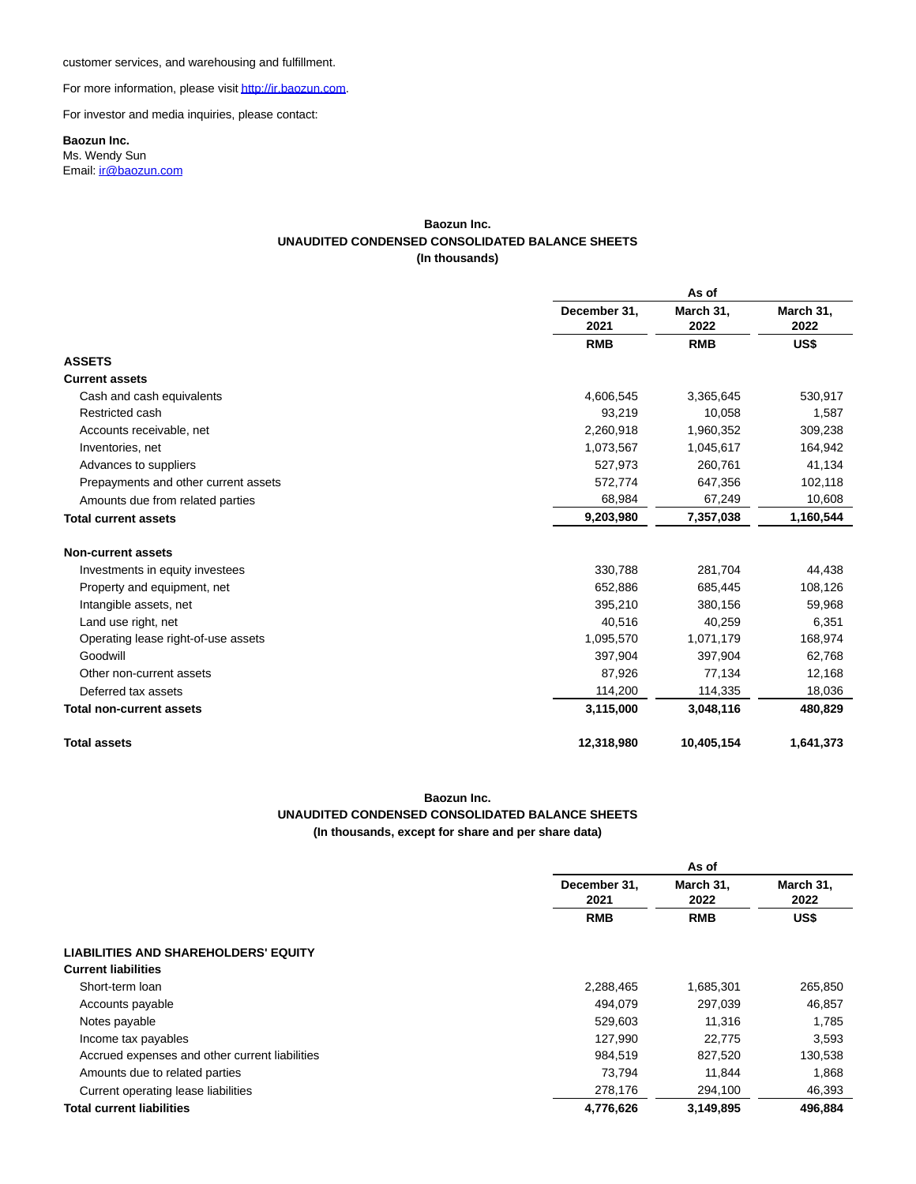customer services, and warehousing and fulfillment.

For more information, please visit http://ir.baozun.com.

For investor and media inquiries, please contact:

**Baozun Inc.**
Ms. Wendy Sun
Email: ir@baozun.com

**Baozun Inc.**
**UNAUDITED CONDENSED CONSOLIDATED BALANCE SHEETS**
**(In thousands)**

| | As of | | |
|---|---|---|---|
| | December 31, 2021 | March 31, 2022 | March 31, 2022 |
| | RMB | RMB | US$ |
| **ASSETS** | | | |
| **Current assets** | | | |
| Cash and cash equivalents | 4,606,545 | 3,365,645 | 530,917 |
| Restricted cash | 93,219 | 10,058 | 1,587 |
| Accounts receivable, net | 2,260,918 | 1,960,352 | 309,238 |
| Inventories, net | 1,073,567 | 1,045,617 | 164,942 |
| Advances to suppliers | 527,973 | 260,761 | 41,134 |
| Prepayments and other current assets | 572,774 | 647,356 | 102,118 |
| Amounts due from related parties | 68,984 | 67,249 | 10,608 |
| **Total current assets** | **9,203,980** | **7,357,038** | **1,160,544** |
| | | | |
| **Non-current assets** | | | |
| Investments in equity investees | 330,788 | 281,704 | 44,438 |
| Property and equipment, net | 652,886 | 685,445 | 108,126 |
| Intangible assets, net | 395,210 | 380,156 | 59,968 |
| Land use right, net | 40,516 | 40,259 | 6,351 |
| Operating lease right-of-use assets | 1,095,570 | 1,071,179 | 168,974 |
| Goodwill | 397,904 | 397,904 | 62,768 |
| Other non-current assets | 87,926 | 77,134 | 12,168 |
| Deferred tax assets | 114,200 | 114,335 | 18,036 |
| **Total non-current assets** | **3,115,000** | **3,048,116** | **480,829** |
| | | | |
| **Total assets** | **12,318,980** | **10,405,154** | **1,641,373** |

**Baozun Inc.**
**UNAUDITED CONDENSED CONSOLIDATED BALANCE SHEETS**
**(In thousands, except for share and per share data)**

| | As of | | |
|---|---|---|---|
| | December 31, 2021 | March 31, 2022 | March 31, 2022 |
| | RMB | RMB | US$ |
| **LIABILITIES AND SHAREHOLDERS' EQUITY** | | | |
| **Current liabilities** | | | |
| Short-term loan | 2,288,465 | 1,685,301 | 265,850 |
| Accounts payable | 494,079 | 297,039 | 46,857 |
| Notes payable | 529,603 | 11,316 | 1,785 |
| Income tax payables | 127,990 | 22,775 | 3,593 |
| Accrued expenses and other current liabilities | 984,519 | 827,520 | 130,538 |
| Amounts due to related parties | 73,794 | 11,844 | 1,868 |
| Current operating lease liabilities | 278,176 | 294,100 | 46,393 |
| **Total current liabilities** | **4,776,626** | **3,149,895** | **496,884** |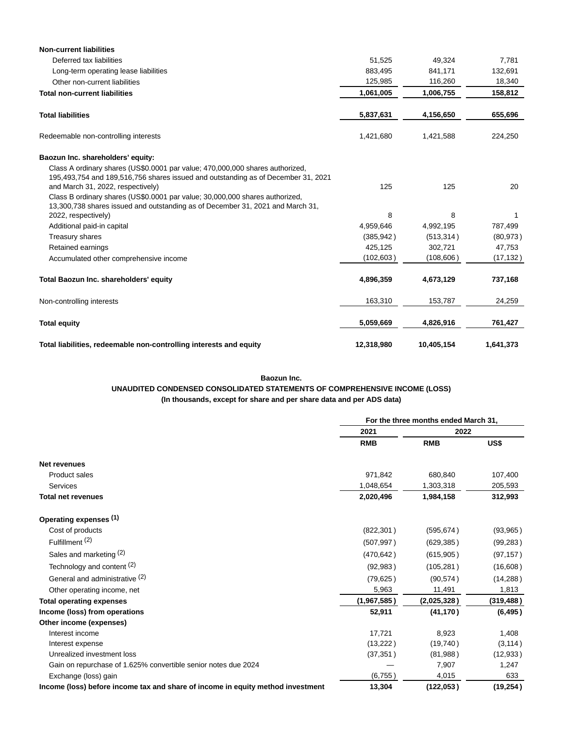| | | | |
|---|---|---|---|
| **Non-current liabilities** | | | |
| Deferred tax liabilities | 51,525 | 49,324 | 7,781 |
| Long-term operating lease liabilities | 883,495 | 841,171 | 132,691 |
| Other non-current liabilities | 125,985 | 116,260 | 18,340 |
| **Total non-current liabilities** | **1,061,005** | **1,006,755** | **158,812** |
| **Total liabilities** | **5,837,631** | **4,156,650** | **655,696** |
| Redeemable non-controlling interests | 1,421,680 | 1,421,588 | 224,250 |
| **Baozun Inc. shareholders' equity:** | | | |
| Class A ordinary shares (US$0.0001 par value; 470,000,000 shares authorized, 195,493,754 and 189,516,756 shares issued and outstanding as of December 31, 2021 and March 31, 2022, respectively) | 125 | 125 | 20 |
| Class B ordinary shares (US$0.0001 par value; 30,000,000 shares authorized, 13,300,738 shares issued and outstanding as of December 31, 2021 and March 31, 2022, respectively) | 8 | 8 | 1 |
| Additional paid-in capital | 4,959,646 | 4,992,195 | 787,499 |
| Treasury shares | (385,942) | (513,314) | (80,973) |
| Retained earnings | 425,125 | 302,721 | 47,753 |
| Accumulated other comprehensive income | (102,603) | (108,606) | (17,132) |
| **Total Baozun Inc. shareholders' equity** | **4,896,359** | **4,673,129** | **737,168** |
| Non-controlling interests | 163,310 | 153,787 | 24,259 |
| **Total equity** | **5,059,669** | **4,826,916** | **761,427** |
| **Total liabilities, redeemable non-controlling interests and equity** | **12,318,980** | **10,405,154** | **1,641,373** |

**Baozun Inc.**

**UNAUDITED CONDENSED CONSOLIDATED STATEMENTS OF COMPREHENSIVE INCOME (LOSS)**

**(In thousands, except for share and per share data and per ADS data)**

| | For the three months ended March 31, | | |
|---|---|---|---|
| | 2021 | 2022 | |
| | **RMB** | **RMB** | **US$** |
| **Net revenues** | | | |
| Product sales | 971,842 | 680,840 | 107,400 |
| Services | 1,048,654 | 1,303,318 | 205,593 |
| **Total net revenues** | **2,020,496** | **1,984,158** | **312,993** |
| **Operating expenses (1)** | | | |
| Cost of products | (822,301) | (595,674) | (93,965) |
| Fulfillment (2) | (507,997) | (629,385) | (99,283) |
| Sales and marketing (2) | (470,642) | (615,905) | (97,157) |
| Technology and content (2) | (92,983) | (105,281) | (16,608) |
| General and administrative (2) | (79,625) | (90,574) | (14,288) |
| Other operating income, net | 5,963 | 11,491 | 1,813 |
| **Total operating expenses** | **(1,967,585)** | **(2,025,328)** | **(319,488)** |
| **Income (loss) from operations** | **52,911** | **(41,170)** | **(6,495)** |
| **Other income (expenses)** | | | |
| Interest income | 17,721 | 8,923 | 1,408 |
| Interest expense | (13,222) | (19,740) | (3,114) |
| Unrealized investment loss | (37,351) | (81,988) | (12,933) |
| Gain on repurchase of 1.625% convertible senior notes due 2024 | — | 7,907 | 1,247 |
| Exchange (loss) gain | (6,755) | 4,015 | 633 |
| **Income (loss) before income tax and share of income in equity method investment** | **13,304** | **(122,053)** | **(19,254)** |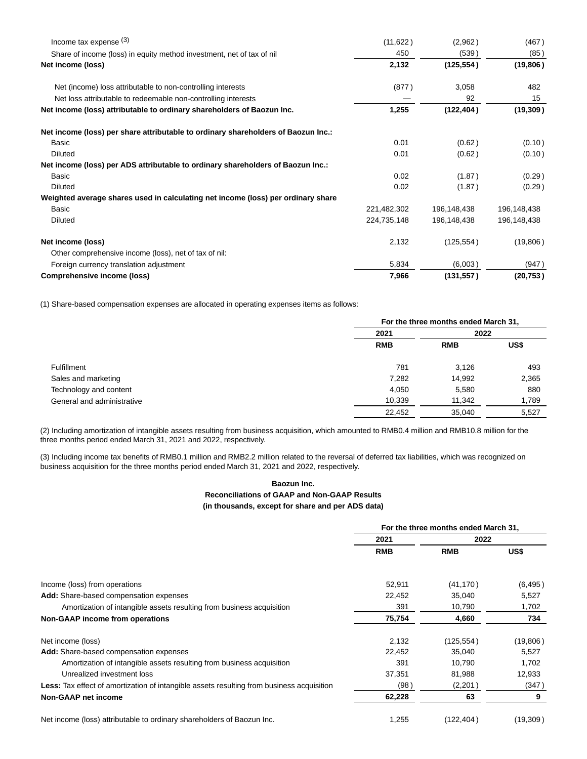| | | | |
|---|---|---|---|
| Income tax expense (3) | (11,622) | (2,962) | (467) |
| Share of income (loss) in equity method investment, net of tax of nil | 450 | (539) | (85) |
| **Net income (loss)** | **2,132** | **(125,554)** | **(19,806)** |
| Net (income) loss attributable to non-controlling interests | (877) | 3,058 | 482 |
| Net loss attributable to redeemable non-controlling interests | — | 92 | 15 |
| **Net income (loss) attributable to ordinary shareholders of Baozun Inc.** | **1,255** | **(122,404)** | **(19,309)** |
| **Net income (loss) per share attributable to ordinary shareholders of Baozun Inc.:** | | | |
| Basic | 0.01 | (0.62) | (0.10) |
| Diluted | 0.01 | (0.62) | (0.10) |
| **Net income (loss) per ADS attributable to ordinary shareholders of Baozun Inc.:** | | | |
| Basic | 0.02 | (1.87) | (0.29) |
| Diluted | 0.02 | (1.87) | (0.29) |
| **Weighted average shares used in calculating net income (loss) per ordinary share** | | | |
| Basic | 221,482,302 | 196,148,438 | 196,148,438 |
| Diluted | 224,735,148 | 196,148,438 | 196,148,438 |
| **Net income (loss)** | 2,132 | (125,554) | (19,806) |
| Other comprehensive income (loss), net of tax of nil: | | | |
| Foreign currency translation adjustment | 5,834 | (6,003) | (947) |
| **Comprehensive income (loss)** | **7,966** | **(131,557)** | **(20,753)** |

(1) Share-based compensation expenses are allocated in operating expenses items as follows:

| | For the three months ended March 31, | | |
|---|---|---|---|
| | 2021 | 2022 | |
| | RMB | RMB | US$ |
| Fulfillment | 781 | 3,126 | 493 |
| Sales and marketing | 7,282 | 14,992 | 2,365 |
| Technology and content | 4,050 | 5,580 | 880 |
| General and administrative | 10,339 | 11,342 | 1,789 |
| | 22,452 | 35,040 | 5,527 |

(2) Including amortization of intangible assets resulting from business acquisition, which amounted to RMB0.4 million and RMB10.8 million for the three months period ended March 31, 2021 and 2022, respectively.

(3) Including income tax benefits of RMB0.1 million and RMB2.2 million related to the reversal of deferred tax liabilities, which was recognized on business acquisition for the three months period ended March 31, 2021 and 2022, respectively.

**Baozun Inc.**
**Reconciliations of GAAP and Non-GAAP Results**
**(in thousands, except for share and per ADS data)**

| | For the three months ended March 31, | | |
|---|---|---|---|
| | 2021 | 2022 | |
| | RMB | RMB | US$ |
| Income (loss) from operations | 52,911 | (41,170) | (6,495) |
| **Add:** Share-based compensation expenses | 22,452 | 35,040 | 5,527 |
| Amortization of intangible assets resulting from business acquisition | 391 | 10,790 | 1,702 |
| **Non-GAAP income from operations** | **75,754** | **4,660** | **734** |
| Net income (loss) | 2,132 | (125,554) | (19,806) |
| **Add:** Share-based compensation expenses | 22,452 | 35,040 | 5,527 |
| Amortization of intangible assets resulting from business acquisition | 391 | 10,790 | 1,702 |
| Unrealized investment loss | 37,351 | 81,988 | 12,933 |
| **Less:** Tax effect of amortization of intangible assets resulting from business acquisition | (98) | (2,201) | (347) |
| **Non-GAAP net income** | **62,228** | **63** | **9** |
| Net income (loss) attributable to ordinary shareholders of Baozun Inc. | 1,255 | (122,404) | (19,309) |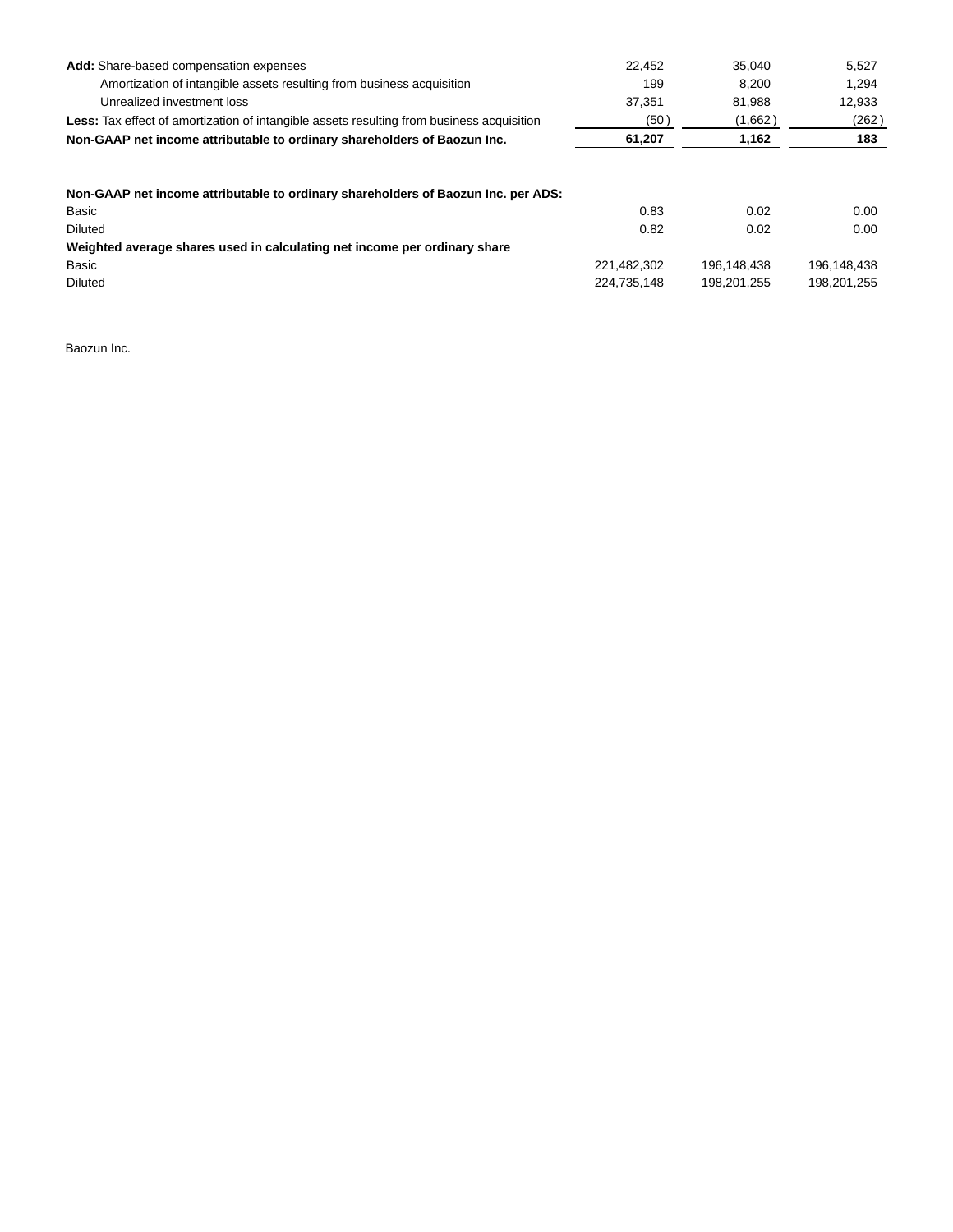| | | | |
|---|---|---|---|
| **Add:** Share-based compensation expenses | 22,452 | 35,040 | 5,527 |
| Amortization of intangible assets resulting from business acquisition | 199 | 8,200 | 1,294 |
| Unrealized investment loss | 37,351 | 81,988 | 12,933 |
| **Less:** Tax effect of amortization of intangible assets resulting from business acquisition | (50) | (1,662) | (262) |
| **Non-GAAP net income attributable to ordinary shareholders of Baozun Inc.** | **61,207** | **1,162** | **183** |
| | | | |
| **Non-GAAP net income attributable to ordinary shareholders of Baozun Inc. per ADS:** | | | |
| Basic | 0.83 | 0.02 | 0.00 |
| Diluted | 0.82 | 0.02 | 0.00 |
| **Weighted average shares used in calculating net income per ordinary share** | | | |
| Basic | 221,482,302 | 196,148,438 | 196,148,438 |
| Diluted | 224,735,148 | 198,201,255 | 198,201,255 |

Baozun Inc.